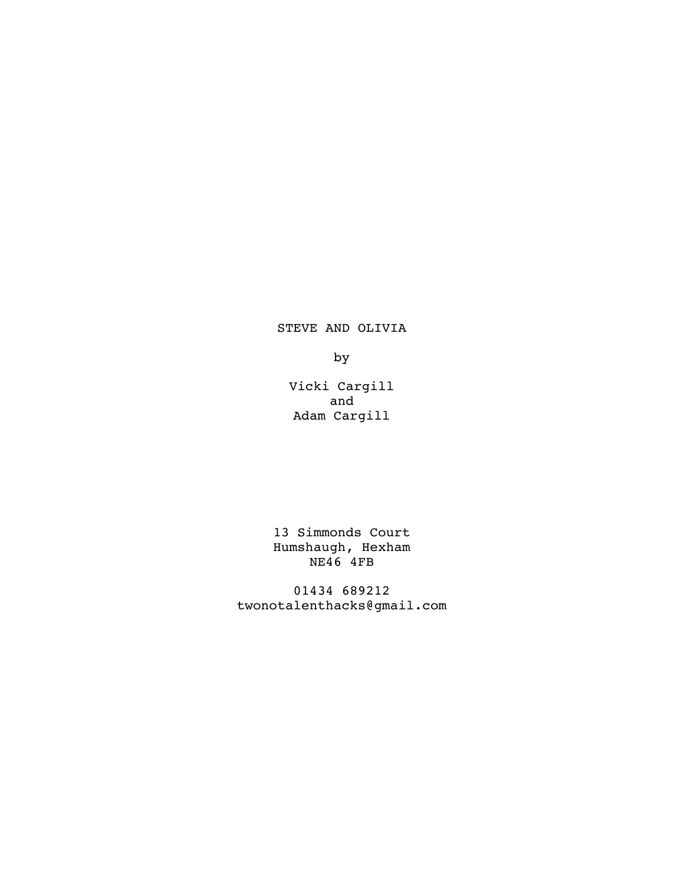# STEVE AND OLIVIA

by

Vicki Cargill
and
Adam Cargill

13 Simmonds Court
Humshaugh, Hexham
NE46 4FB

01434 689212
twonotalenthacks@gmail.com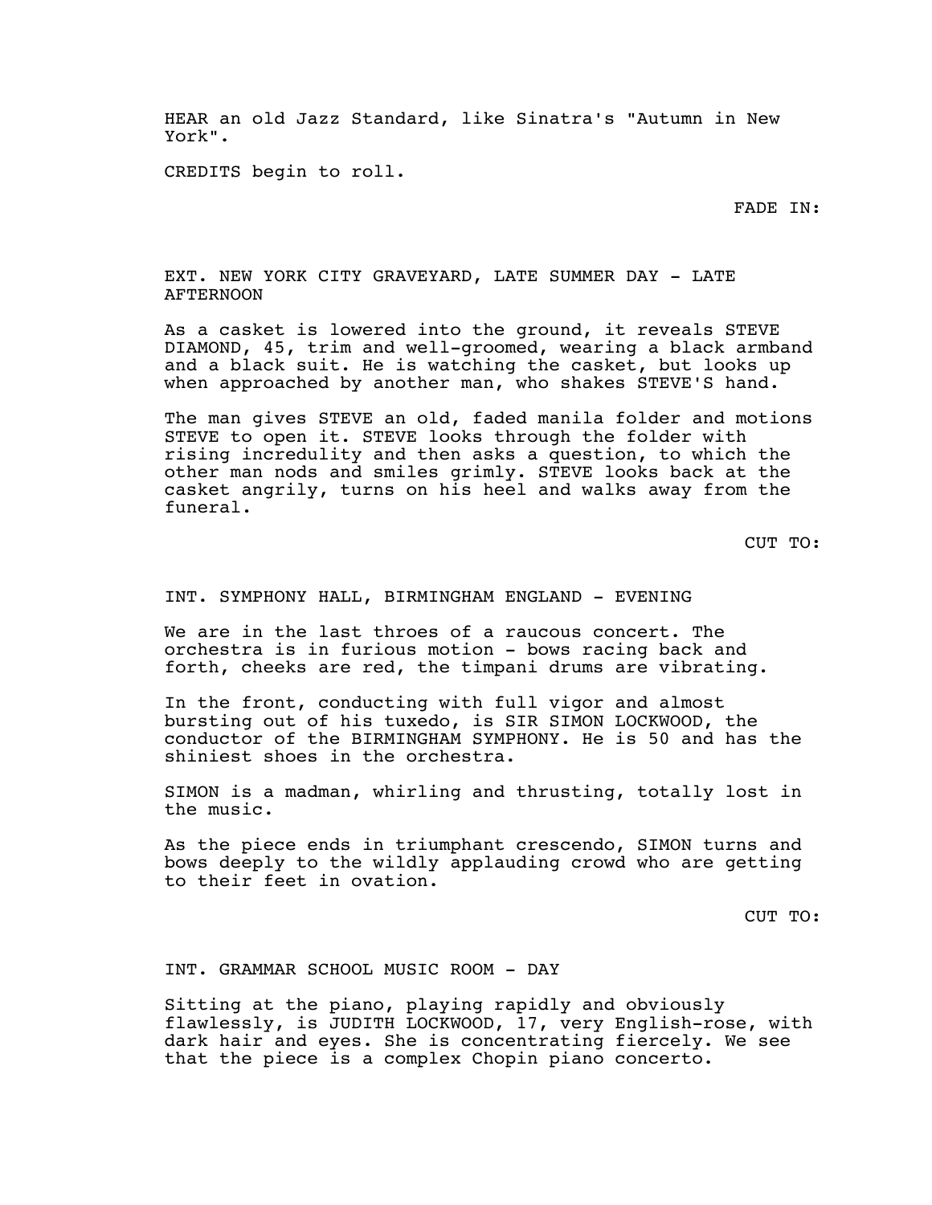HEAR an old Jazz Standard, like Sinatra's "Autumn in New York".

CREDITS begin to roll.

FADE IN:

EXT. NEW YORK CITY GRAVEYARD, LATE SUMMER DAY - LATE AFTERNOON

As a casket is lowered into the ground, it reveals STEVE DIAMOND, 45, trim and well-groomed, wearing a black armband and a black suit. He is watching the casket, but looks up when approached by another man, who shakes STEVE'S hand.

The man gives STEVE an old, faded manila folder and motions STEVE to open it. STEVE looks through the folder with rising incredulity and then asks a question, to which the other man nods and smiles grimly. STEVE looks back at the casket angrily, turns on his heel and walks away from the funeral.

CUT TO:

INT. SYMPHONY HALL, BIRMINGHAM ENGLAND - EVENING

We are in the last throes of a raucous concert. The orchestra is in furious motion - bows racing back and forth, cheeks are red, the timpani drums are vibrating.

In the front, conducting with full vigor and almost bursting out of his tuxedo, is SIR SIMON LOCKWOOD, the conductor of the BIRMINGHAM SYMPHONY. He is 50 and has the shiniest shoes in the orchestra.

SIMON is a madman, whirling and thrusting, totally lost in the music.

As the piece ends in triumphant crescendo, SIMON turns and bows deeply to the wildly applauding crowd who are getting to their feet in ovation.

CUT TO:

INT. GRAMMAR SCHOOL MUSIC ROOM - DAY

Sitting at the piano, playing rapidly and obviously flawlessly, is JUDITH LOCKWOOD, 17, very English-rose, with dark hair and eyes. She is concentrating fiercely. We see that the piece is a complex Chopin piano concerto.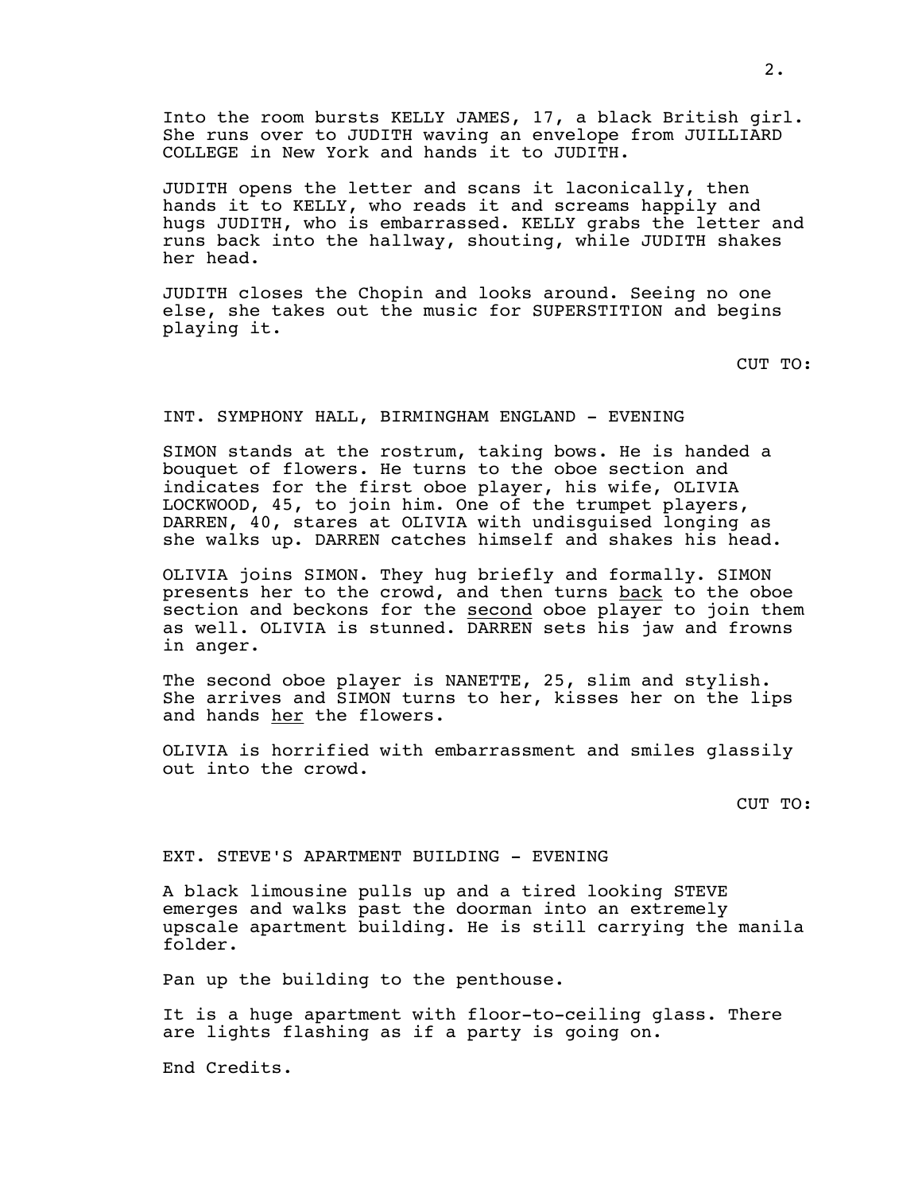Into the room bursts KELLY JAMES, 17, a black British girl. She runs over to JUDITH waving an envelope from JUILLIARD COLLEGE in New York and hands it to JUDITH.

JUDITH opens the letter and scans it laconically, then hands it to KELLY, who reads it and screams happily and hugs JUDITH, who is embarrassed. KELLY grabs the letter and runs back into the hallway, shouting, while JUDITH shakes her head.

JUDITH closes the Chopin and looks around. Seeing no one else, she takes out the music for SUPERSTITION and begins playing it.

CUT TO:

INT. SYMPHONY HALL, BIRMINGHAM ENGLAND - EVENING

SIMON stands at the rostrum, taking bows. He is handed a bouquet of flowers. He turns to the oboe section and indicates for the first oboe player, his wife, OLIVIA LOCKWOOD, 45, to join him. One of the trumpet players, DARREN, 40, stares at OLIVIA with undisguised longing as she walks up. DARREN catches himself and shakes his head.

OLIVIA joins SIMON. They hug briefly and formally. SIMON presents her to the crowd, and then turns <u>back</u> to the oboe section and beckons for the <u>second</u> oboe player to join them as well. OLIVIA is stunned. DARREN sets his jaw and frowns in anger.

The second oboe player is NANETTE, 25, slim and stylish. She arrives and SIMON turns to her, kisses her on the lips and hands <u>her</u> the flowers.

OLIVIA is horrified with embarrassment and smiles glassily out into the crowd.

CUT TO:

EXT. STEVE'S APARTMENT BUILDING - EVENING

A black limousine pulls up and a tired looking STEVE emerges and walks past the doorman into an extremely upscale apartment building. He is still carrying the manila folder.

Pan up the building to the penthouse.

It is a huge apartment with floor-to-ceiling glass. There are lights flashing as if a party is going on.

End Credits.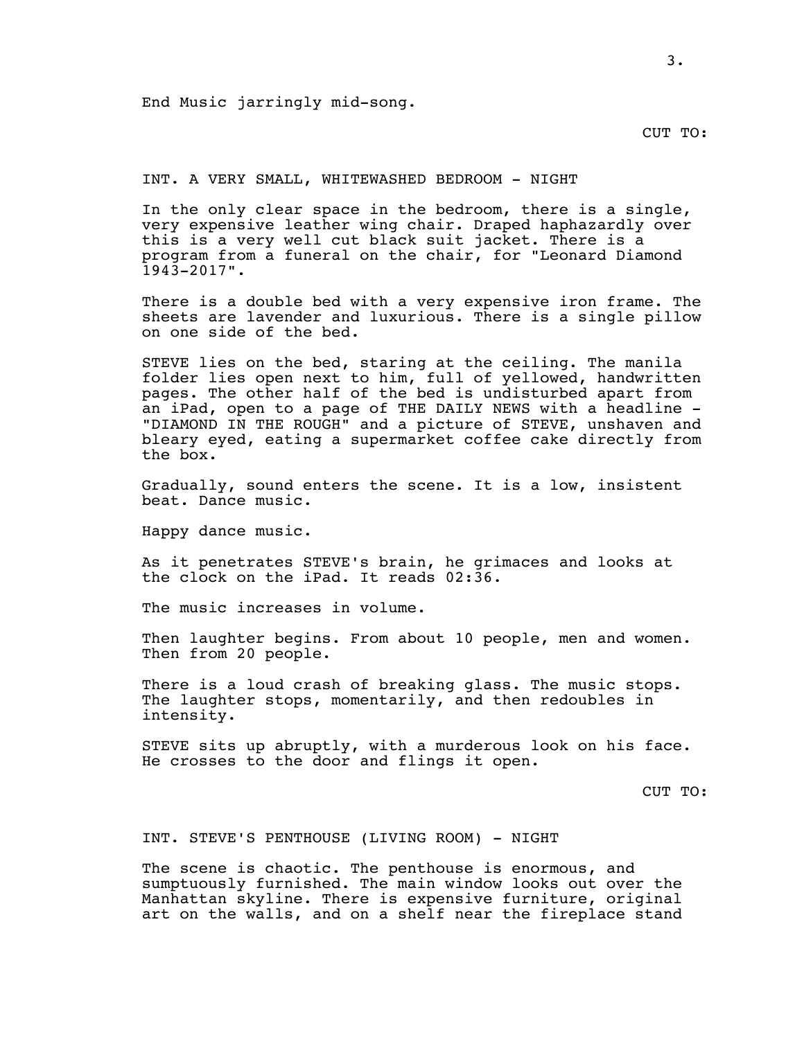End Music jarringly mid-song.

CUT TO:

INT. A VERY SMALL, WHITEWASHED BEDROOM - NIGHT

In the only clear space in the bedroom, there is a single, very expensive leather wing chair. Draped haphazardly over this is a very well cut black suit jacket. There is a program from a funeral on the chair, for "Leonard Diamond 1943-2017".

There is a double bed with a very expensive iron frame. The sheets are lavender and luxurious. There is a single pillow on one side of the bed.

STEVE lies on the bed, staring at the ceiling. The manila folder lies open next to him, full of yellowed, handwritten pages. The other half of the bed is undisturbed apart from an iPad, open to a page of THE DAILY NEWS with a headline - "DIAMOND IN THE ROUGH" and a picture of STEVE, unshaven and bleary eyed, eating a supermarket coffee cake directly from the box.

Gradually, sound enters the scene. It is a low, insistent beat. Dance music.

Happy dance music.

As it penetrates STEVE's brain, he grimaces and looks at the clock on the iPad. It reads 02:36.

The music increases in volume.

Then laughter begins. From about 10 people, men and women. Then from 20 people.

There is a loud crash of breaking glass. The music stops. The laughter stops, momentarily, and then redoubles in intensity.

STEVE sits up abruptly, with a murderous look on his face. He crosses to the door and flings it open.

CUT TO:

INT. STEVE'S PENTHOUSE (LIVING ROOM) - NIGHT

The scene is chaotic. The penthouse is enormous, and sumptuously furnished. The main window looks out over the Manhattan skyline. There is expensive furniture, original art on the walls, and on a shelf near the fireplace stand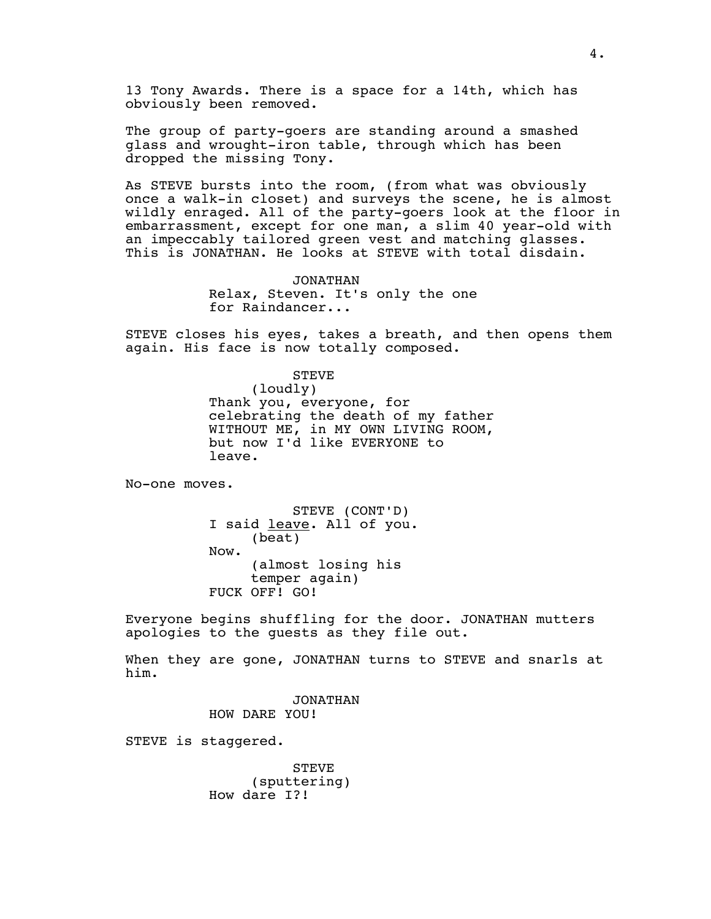13 Tony Awards. There is a space for a 14th, which has obviously been removed.

The group of party-goers are standing around a smashed glass and wrought-iron table, through which has been dropped the missing Tony.

As STEVE bursts into the room, (from what was obviously once a walk-in closet) and surveys the scene, he is almost wildly enraged. All of the party-goers look at the floor in embarrassment, except for one man, a slim 40 year-old with an impeccably tailored green vest and matching glasses. This is JONATHAN. He looks at STEVE with total disdain.

JONATHAN
Relax, Steven. It's only the one for Raindancer...

STEVE closes his eyes, takes a breath, and then opens them again. His face is now totally composed.

STEVE
(loudly)
Thank you, everyone, for celebrating the death of my father WITHOUT ME, in MY OWN LIVING ROOM, but now I'd like EVERYONE to leave.

No-one moves.

STEVE (CONT'D)
I said <u>leave</u>. All of you.
(beat)
Now.
(almost losing his temper again)
FUCK OFF! GO!

Everyone begins shuffling for the door. JONATHAN mutters apologies to the guests as they file out.

When they are gone, JONATHAN turns to STEVE and snarls at him.

JONATHAN
HOW DARE YOU!

STEVE is staggered.

STEVE
(sputtering)
How dare I?!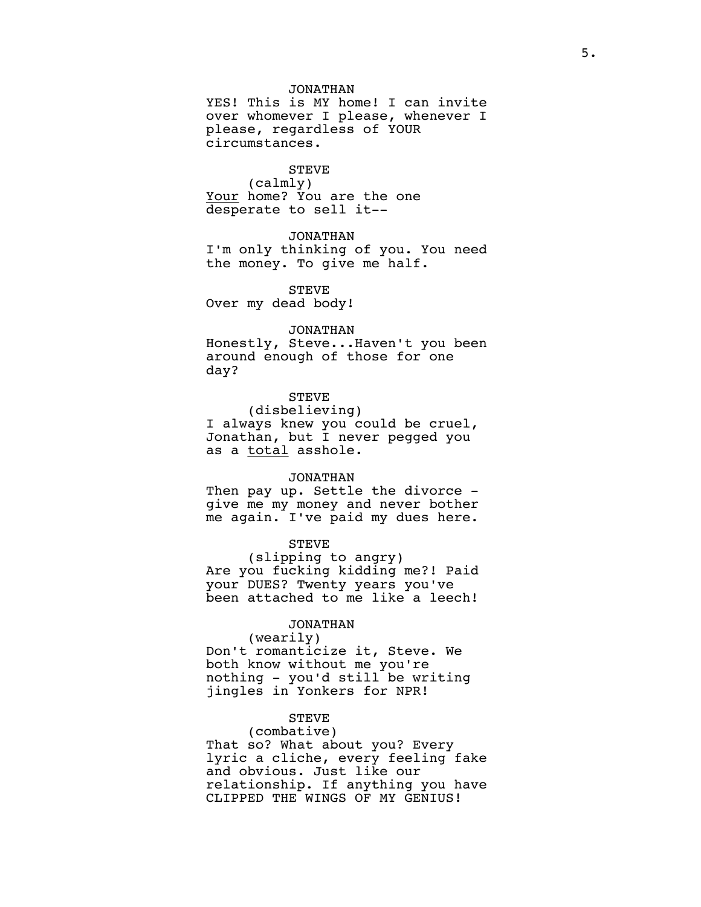JONATHAN
YES! This is MY home! I can invite over whomever I please, whenever I please, regardless of YOUR circumstances.

STEVE
(calmly)
<u>Your</u> home? You are the one desperate to sell it--

JONATHAN
I'm only thinking of you. You need the money. To give me half.

STEVE
Over my dead body!

JONATHAN
Honestly, Steve...Haven't you been around enough of those for one day?

STEVE
(disbelieving)
I always knew you could be cruel, Jonathan, but I never pegged you as a <u>total</u> asshole.

JONATHAN
Then pay up. Settle the divorce - give me my money and never bother me again. I've paid my dues here.

STEVE
(slipping to angry)
Are you fucking kidding me?! Paid your DUES? Twenty years you've been attached to me like a leech!

JONATHAN
(wearily)
Don't romanticize it, Steve. We both know without me you're nothing - you'd still be writing jingles in Yonkers for NPR!

STEVE
(combative)
That so? What about you? Every lyric a cliche, every feeling fake and obvious. Just like our relationship. If anything you have CLIPPED THE WINGS OF MY GENIUS!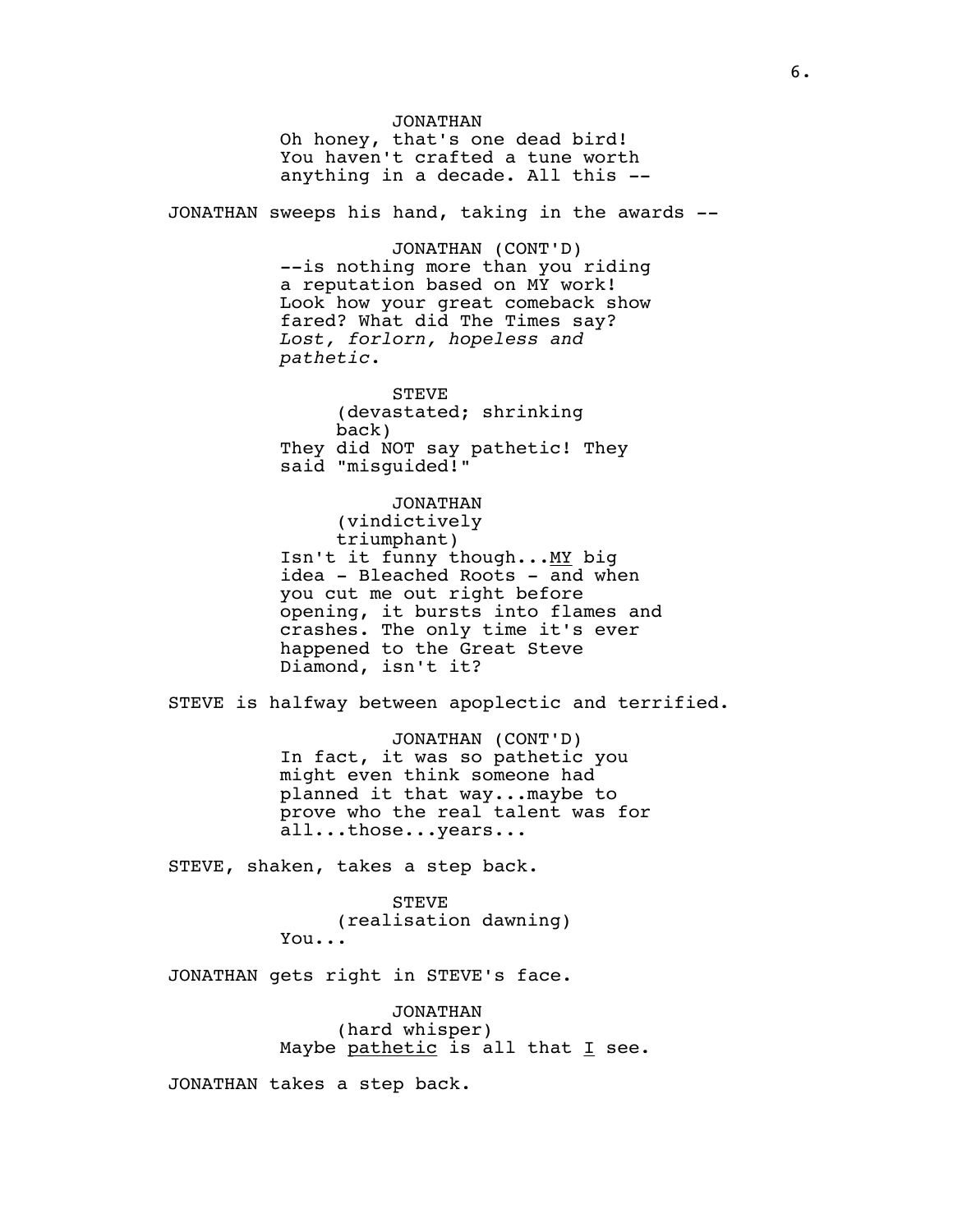JONATHAN
Oh honey, that's one dead bird! You haven't crafted a tune worth anything in a decade. All this --

JONATHAN sweeps his hand, taking in the awards --

JONATHAN (CONT'D)
--is nothing more than you riding a reputation based on MY work! Look how your great comeback show fared? What did The Times say? *Lost, forlorn, hopeless and pathetic*.

STEVE
(devastated; shrinking back)
They did NOT say pathetic! They said "misguided!"

JONATHAN
(vindictively triumphant)
Isn't it funny though...<u>MY</u> big idea - Bleached Roots - and when you cut me out right before opening, it bursts into flames and crashes. The only time it's ever happened to the Great Steve Diamond, isn't it?

STEVE is halfway between apoplectic and terrified.

JONATHAN (CONT'D)
In fact, it was so pathetic you might even think someone had planned it that way...maybe to prove who the real talent was for all...those...years...

STEVE, shaken, takes a step back.

STEVE
(realisation dawning)
You...

JONATHAN gets right in STEVE's face.

JONATHAN
(hard whisper)
Maybe <u>pathetic</u> is all that <u>I</u> see.

JONATHAN takes a step back.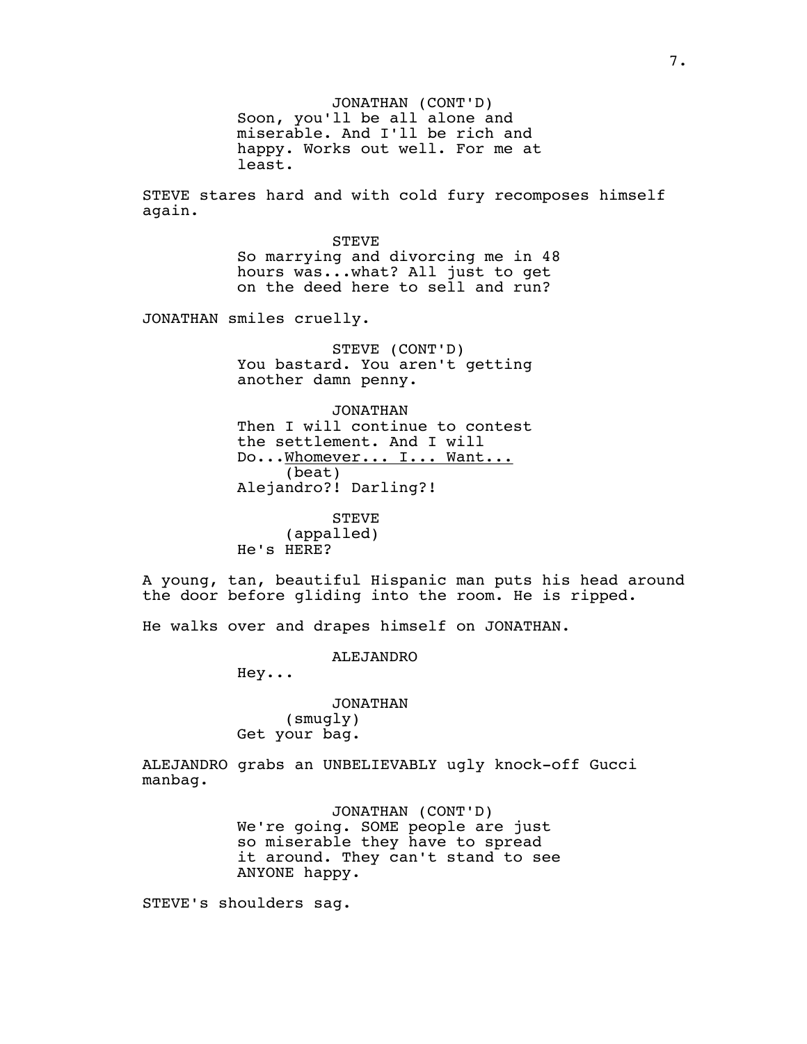JONATHAN (CONT'D)
Soon, you'll be all alone and miserable. And I'll be rich and happy. Works out well. For me at least.

STEVE stares hard and with cold fury recomposes himself again.

STEVE
So marrying and divorcing me in 48 hours was...what? All just to get on the deed here to sell and run?

JONATHAN smiles cruelly.

STEVE (CONT'D)
You bastard. You aren't getting another damn penny.

JONATHAN
Then I will continue to contest the settlement. And I will Do...<u>Whomever... I... Want...</u>
(beat)
Alejandro?! Darling?!

STEVE
(appalled)
He's HERE?

A young, tan, beautiful Hispanic man puts his head around the door before gliding into the room. He is ripped.

He walks over and drapes himself on JONATHAN.

ALEJANDRO
Hey...

JONATHAN
(smugly)
Get your bag.

ALEJANDRO grabs an UNBELIEVABLY ugly knock-off Gucci manbag.

JONATHAN (CONT'D)
We're going. SOME people are just so miserable they have to spread it around. They can't stand to see ANYONE happy.

STEVE's shoulders sag.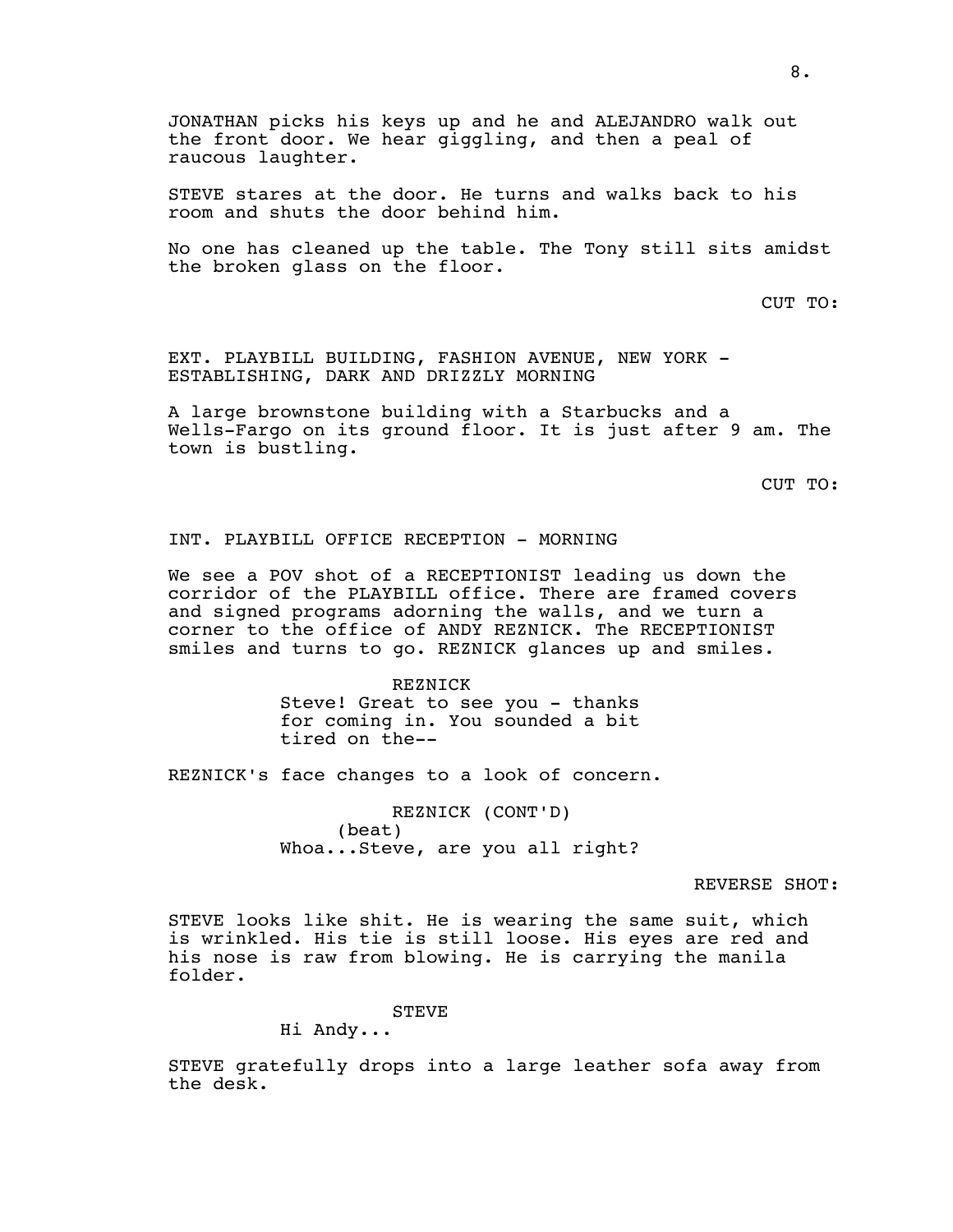JONATHAN picks his keys up and he and ALEJANDRO walk out the front door. We hear giggling, and then a peal of raucous laughter.

STEVE stares at the door. He turns and walks back to his room and shuts the door behind him.

No one has cleaned up the table. The Tony still sits amidst the broken glass on the floor.

CUT TO:

EXT. PLAYBILL BUILDING, FASHION AVENUE, NEW YORK - ESTABLISHING, DARK AND DRIZZLY MORNING

A large brownstone building with a Starbucks and a Wells-Fargo on its ground floor. It is just after 9 am. The town is bustling.

CUT TO:

INT. PLAYBILL OFFICE RECEPTION - MORNING

We see a POV shot of a RECEPTIONIST leading us down the corridor of the PLAYBILL office. There are framed covers and signed programs adorning the walls, and we turn a corner to the office of ANDY REZNICK. The RECEPTIONIST smiles and turns to go. REZNICK glances up and smiles.

REZNICK
Steve! Great to see you - thanks for coming in. You sounded a bit tired on the--

REZNICK's face changes to a look of concern.

REZNICK (CONT'D)
(beat)
Whoa...Steve, are you all right?

REVERSE SHOT:

STEVE looks like shit. He is wearing the same suit, which is wrinkled. His tie is still loose. His eyes are red and his nose is raw from blowing. He is carrying the manila folder.

STEVE
Hi Andy...

STEVE gratefully drops into a large leather sofa away from the desk.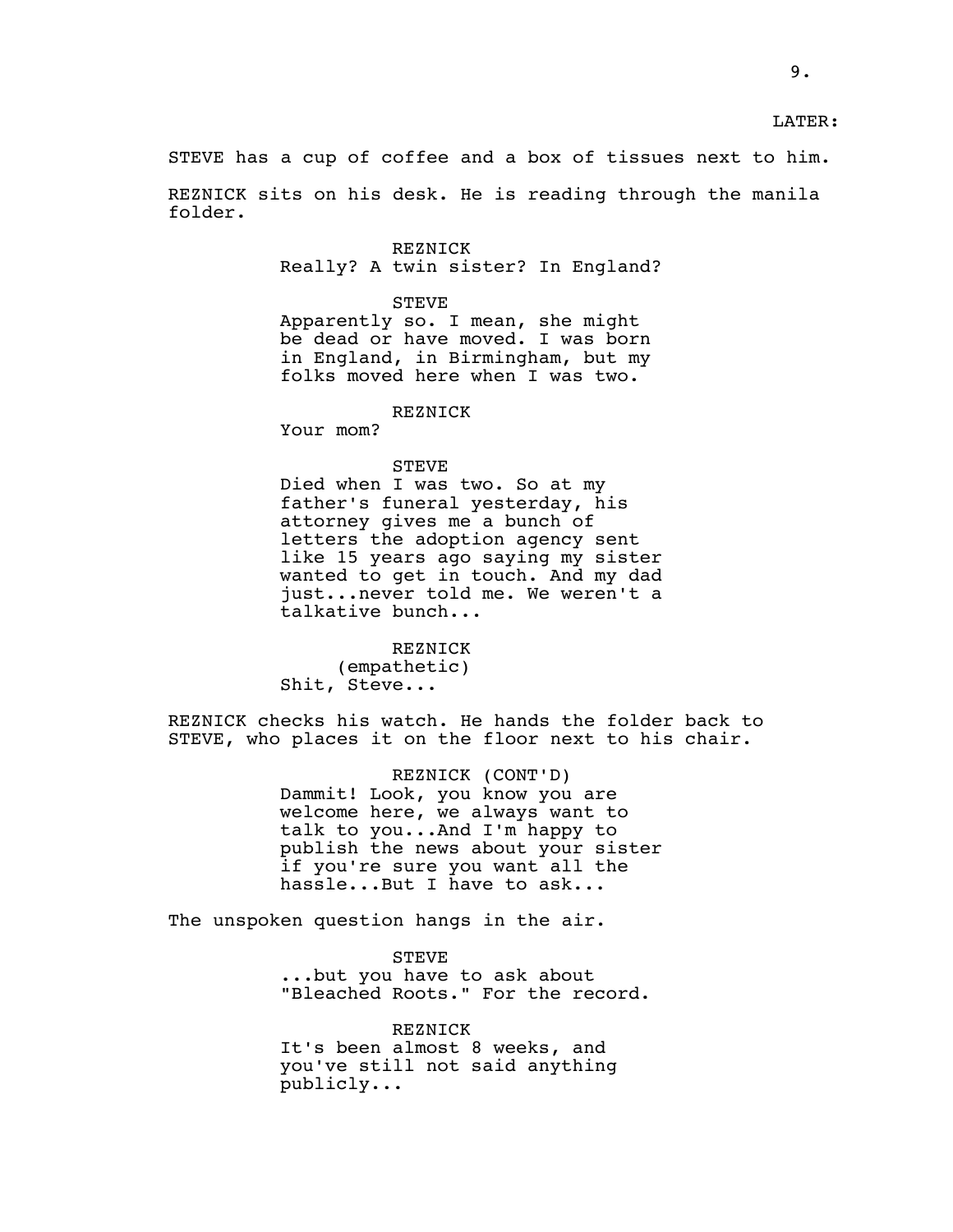LATER:

STEVE has a cup of coffee and a box of tissues next to him.

REZNICK sits on his desk. He is reading through the manila folder.

REZNICK
Really? A twin sister? In England?

STEVE
Apparently so. I mean, she might be dead or have moved. I was born in England, in Birmingham, but my folks moved here when I was two.

REZNICK
Your mom?

STEVE
Died when I was two. So at my father's funeral yesterday, his attorney gives me a bunch of letters the adoption agency sent like 15 years ago saying my sister wanted to get in touch. And my dad just...never told me. We weren't a talkative bunch...

REZNICK
(empathetic)
Shit, Steve...

REZNICK checks his watch. He hands the folder back to STEVE, who places it on the floor next to his chair.

REZNICK (CONT'D)
Dammit! Look, you know you are welcome here, we always want to talk to you...And I'm happy to publish the news about your sister if you're sure you want all the hassle...But I have to ask...

The unspoken question hangs in the air.

STEVE
...but you have to ask about "Bleached Roots." For the record.

REZNICK
It's been almost 8 weeks, and you've still not said anything publicly...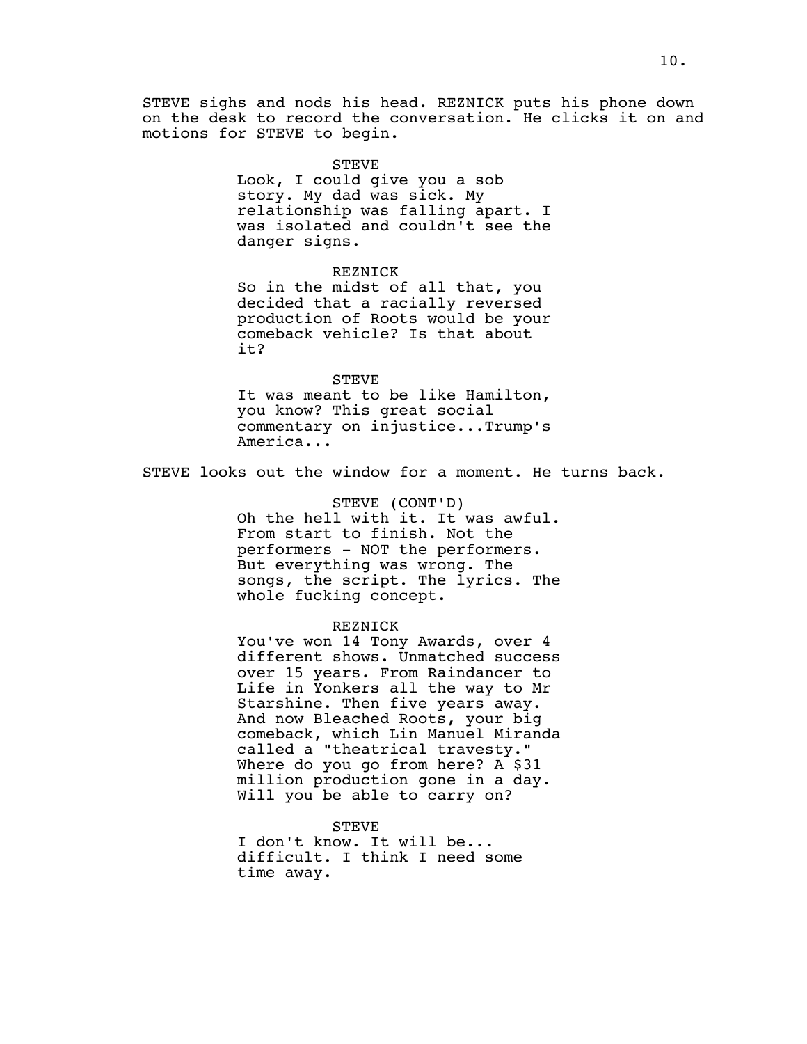STEVE sighs and nods his head. REZNICK puts his phone down on the desk to record the conversation. He clicks it on and motions for STEVE to begin.

STEVE
Look, I could give you a sob story. My dad was sick. My relationship was falling apart. I was isolated and couldn't see the danger signs.

REZNICK
So in the midst of all that, you decided that a racially reversed production of Roots would be your comeback vehicle? Is that about it?

STEVE
It was meant to be like Hamilton, you know? This great social commentary on injustice...Trump's America...

STEVE looks out the window for a moment. He turns back.

STEVE (CONT'D)
Oh the hell with it. It was awful. From start to finish. Not the performers - NOT the performers. But everything was wrong. The songs, the script. <u>The lyrics</u>. The whole fucking concept.

REZNICK
You've won 14 Tony Awards, over 4 different shows. Unmatched success over 15 years. From Raindancer to Life in Yonkers all the way to Mr Starshine. Then five years away. And now Bleached Roots, your big comeback, which Lin Manuel Miranda called a "theatrical travesty." Where do you go from here? A $31 million production gone in a day. Will you be able to carry on?

STEVE
I don't know. It will be... difficult. I think I need some time away.